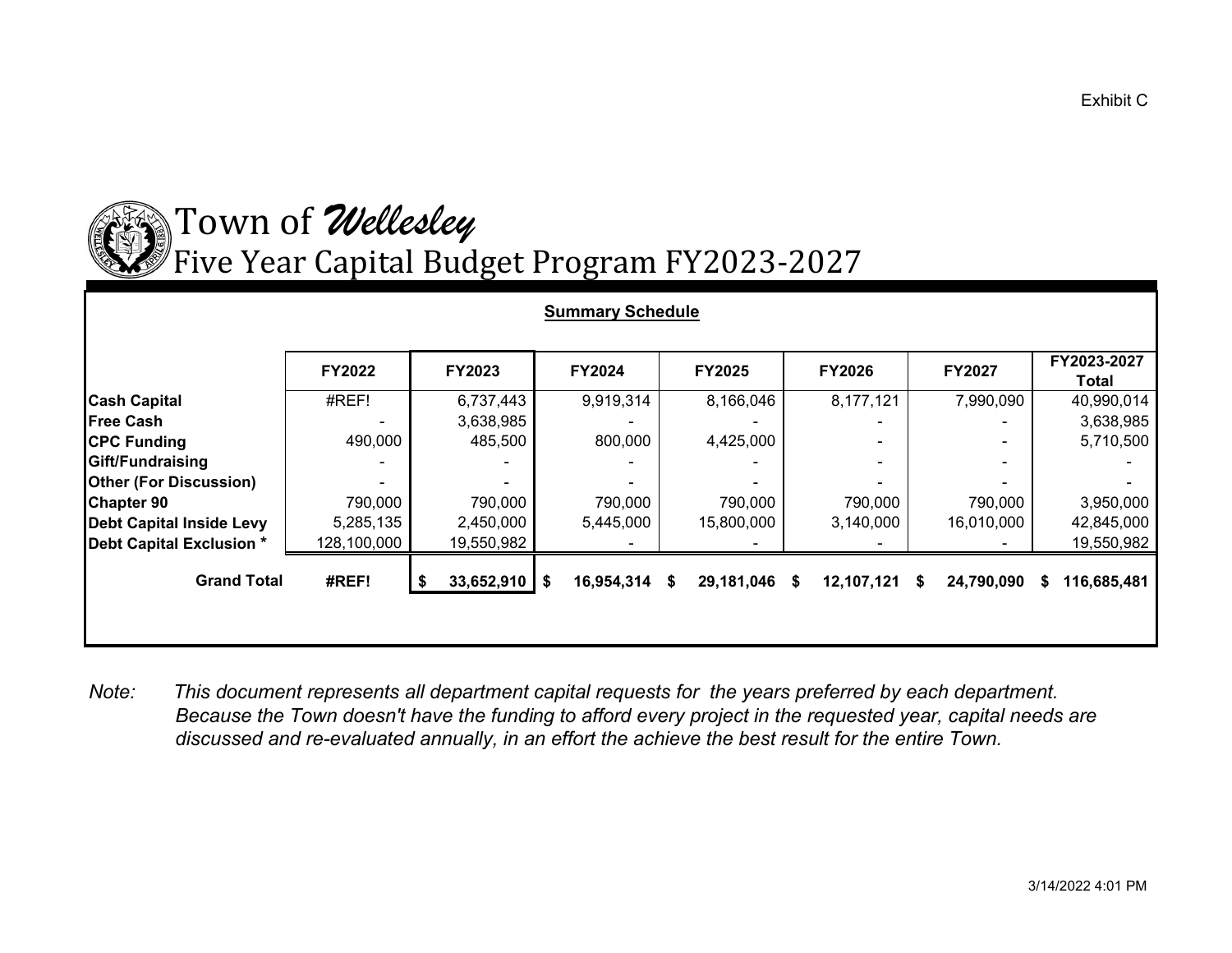Exhibit C

# Town of *Wellesley*
## Five Year Capital Budget Program FY2023-2027

**Summary Schedule**

| | FY2022 | FY2023 | FY2024 | FY2025 | FY2026 | FY2027 | FY2023-2027 Total |
|---|---|---|---|---|---|---|---|
| **Cash Capital** | #REF! | 6,737,443 | 9,919,314 | 8,166,046 | 8,177,121 | 7,990,090 | 40,990,014 |
| **Free Cash** | - | 3,638,985 | - | - | - | - | 3,638,985 |
| **CPC Funding** | 490,000 | 485,500 | 800,000 | 4,425,000 | - | - | 5,710,500 |
| **Gift/Fundraising** | - | - | - | - | - | - | - |
| **Other (For Discussion)** | - | - | - | - | - | - | - |
| **Chapter 90** | 790,000 | 790,000 | 790,000 | 790,000 | 790,000 | 790,000 | 3,950,000 |
| **Debt Capital Inside Levy** | 5,285,135 | 2,450,000 | 5,445,000 | 15,800,000 | 3,140,000 | 16,010,000 | 42,845,000 |
| **Debt Capital Exclusion *** | 128,100,000 | 19,550,982 | - | - | - | - | 19,550,982 |
| **Grand Total** | **#REF!** | **$ 33,652,910** | **$ 16,954,314** | **$ 29,181,046** | **$ 12,107,121** | **$ 24,790,090** | **$ 116,685,481** |

*Note: This document represents all department capital requests for the years preferred by each department. Because the Town doesn't have the funding to afford every project in the requested year, capital needs are discussed and re-evaluated annually, in an effort the achieve the best result for the entire Town.*

3/14/2022 4:01 PM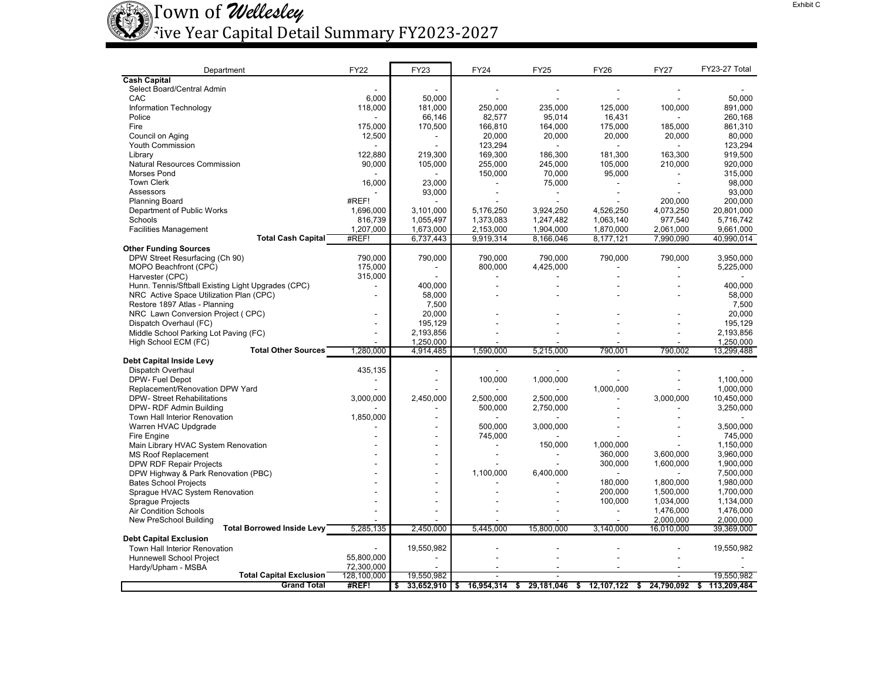Exhibit C

# Town of *Wellesley*

## Five Year Capital Detail Summary FY2023-2027

| Department | FY22 | FY23 | FY24 | FY25 | FY26 | FY27 | FY23-27 Total |
|---|---|---|---|---|---|---|---|
| **Cash Capital** | | | | | | | |
| Select Board/Central Admin | - | - | - | - | - | - | - |
| CAC | 6,000 | 50,000 | - | - | - | - | 50,000 |
| Information Technology | 118,000 | 181,000 | 250,000 | 235,000 | 125,000 | 100,000 | 891,000 |
| Police | - | 66,146 | 82,577 | 95,014 | 16,431 | - | 260,168 |
| Fire | 175,000 | 170,500 | 166,810 | 164,000 | 175,000 | 185,000 | 861,310 |
| Council on Aging | 12,500 | - | 20,000 | 20,000 | 20,000 | 20,000 | 80,000 |
| Youth Commission | - | - | 123,294 | - | - | - | 123,294 |
| Library | 122,880 | 219,300 | 169,300 | 186,300 | 181,300 | 163,300 | 919,500 |
| Natural Resources Commission | 90,000 | 105,000 | 255,000 | 245,000 | 105,000 | 210,000 | 920,000 |
| Morses Pond | - | - | 150,000 | 70,000 | 95,000 | - | 315,000 |
| Town Clerk | 16,000 | 23,000 | - | 75,000 | - | - | 98,000 |
| Assessors | - | 93,000 | - | - | - | - | 93,000 |
| Planning Board | #REF! | - | - | - | - | 200,000 | 200,000 |
| Department of Public Works | 1,696,000 | 3,101,000 | 5,176,250 | 3,924,250 | 4,526,250 | 4,073,250 | 20,801,000 |
| Schools | 816,739 | 1,055,497 | 1,373,083 | 1,247,482 | 1,063,140 | 977,540 | 5,716,742 |
| Facilities Management | 1,207,000 | 1,673,000 | 2,153,000 | 1,904,000 | 1,870,000 | 2,061,000 | 9,661,000 |
| **Total Cash Capital** | #REF! | 6,737,443 | 9,919,314 | 8,166,046 | 8,177,121 | 7,990,090 | 40,990,014 |
| **Other Funding Sources** | | | | | | | |
| DPW Street Resurfacing (Ch 90) | 790,000 | 790,000 | 790,000 | 790,000 | 790,000 | 790,000 | 3,950,000 |
| MOPO Beachfront (CPC) | 175,000 | - | 800,000 | 4,425,000 | - | - | 5,225,000 |
| Harvester (CPC) | 315,000 | - | - | - | - | - | - |
| Hunn. Tennis/Sftball Existing Light Upgrades (CPC) | - | 400,000 | - | - | - | - | 400,000 |
| NRC Active Space Utilization Plan (CPC) | - | 58,000 | - | - | - | - | 58,000 |
| Restore 1897 Atlas - Planning | | 7,500 | | | | | 7,500 |
| NRC Lawn Conversion Project ( CPC) | - | 20,000 | - | - | - | - | 20,000 |
| Dispatch Overhaul (FC) | - | 195,129 | - | - | - | - | 195,129 |
| Middle School Parking Lot Paving (FC) | - | 2,193,856 | - | - | - | - | 2,193,856 |
| High School ECM (FC) | - | 1,250,000 | - | - | - | - | 1,250,000 |
| **Total Other Sources** | 1,280,000 | 4,914,485 | 1,590,000 | 5,215,000 | 790,001 | 790,002 | 13,299,488 |
| **Debt Capital Inside Levy** | | | | | | | |
| Dispatch Overhaul | 435,135 | - | - | - | - | - | - |
| DPW- Fuel Depot | - | - | 100,000 | 1,000,000 | - | - | 1,100,000 |
| Replacement/Renovation DPW Yard | - | - | - | - | 1,000,000 | - | 1,000,000 |
| DPW- Street Rehabilitations | 3,000,000 | 2,450,000 | 2,500,000 | 2,500,000 | - | 3,000,000 | 10,450,000 |
| DPW- RDF Admin Building | - | - | 500,000 | 2,750,000 | - | - | 3,250,000 |
| Town Hall Interior Renovation | 1,850,000 | - | - | - | - | - | - |
| Warren HVAC Updgrade | - | - | 500,000 | 3,000,000 | - | - | 3,500,000 |
| Fire Engine | - | - | 745,000 | - | - | - | 745,000 |
| Main Library HVAC System Renovation | - | - | - | 150,000 | 1,000,000 | - | 1,150,000 |
| MS Roof Replacement | - | - | - | - | 360,000 | 3,600,000 | 3,960,000 |
| DPW RDF Repair Projects | - | - | - | - | 300,000 | 1,600,000 | 1,900,000 |
| DPW Highway & Park Renovation (PBC) | - | - | 1,100,000 | 6,400,000 | - | - | 7,500,000 |
| Bates School Projects | - | - | - | - | 180,000 | 1,800,000 | 1,980,000 |
| Sprague HVAC System Renovation | - | - | - | - | 200,000 | 1,500,000 | 1,700,000 |
| Sprague Projects | - | - | - | - | 100,000 | 1,034,000 | 1,134,000 |
| Air Condition Schools | - | - | - | - | - | 1,476,000 | 1,476,000 |
| New PreSchool Building | - | - | - | - | - | 2,000,000 | 2,000,000 |
| **Total Borrowed Inside Levy** | 5,285,135 | 2,450,000 | 5,445,000 | 15,800,000 | 3,140,000 | 16,010,000 | 39,369,000 |
| **Debt Capital Exclusion** | | | | | | | |
| Town Hall Interior Renovation | - | 19,550,982 | - | - | - | - | 19,550,982 |
| Hunnewell School Project | 55,800,000 | - | - | - | - | - | - |
| Hardy/Upham - MSBA | 72,300,000 | - | - | - | - | - | - |
| **Total Capital Exclusion** | 128,100,000 | 19,550,982 | - | - | - | - | 19,550,982 |
| **Grand Total** | **#REF!** | **$ 33,652,910** | **$ 16,954,314** | **$ 29,181,046** | **$ 12,107,122** | **$ 24,790,092** | **$ 113,209,484** |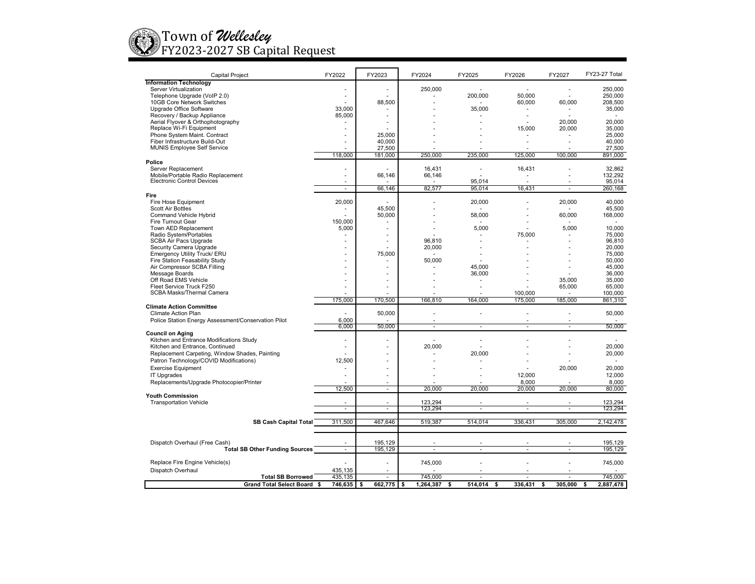# Town of *Wellesley*
## FY2023-2027 SB Capital Request

| Capital Project | FY2022 | FY2023 | FY2024 | FY2025 | FY2026 | FY2027 | FY23-27 Total |
|---|---|---|---|---|---|---|---|
| **Information Technology** | | | | | | | |
| Server Virtualization | - | - | 250,000 | - | - | - | 250,000 |
| Telephone Upgrade (VoIP 2.0) | - | - | - | 200,000 | 50,000 | - | 250,000 |
| 10GB Core Network Switches | - | 88,500 | - | - | 60,000 | 60,000 | 208,500 |
| Upgrade Office Software | 33,000 | - | - | 35,000 | - | - | 35,000 |
| Recovery / Backup Appliance | 85,000 | - | - | - | - | - | - |
| Aerial Flyover & Orthophotography | - | - | - | - | - | 20,000 | 20,000 |
| Replace Wi-Fi Equipment | - | - | - | - | 15,000 | 20,000 | 35,000 |
| Phone System Maint. Contract | - | 25,000 | - | - | - | - | 25,000 |
| Fiber Infrastructure Build-Out | - | 40,000 | - | - | - | - | 40,000 |
| MUNIS Employee Self Service | - | 27,500 | - | - | - | - | 27,500 |
| | 118,000 | 181,000 | 250,000 | 235,000 | 125,000 | 100,000 | 891,000 |
| **Police** | | | | | | | |
| Server Replacement | - | - | 16,431 | - | 16,431 | - | 32,862 |
| Mobile/Portable Radio Replacement | - | 66,146 | 66,146 | - | - | - | 132,292 |
| Electronic Control Devices | - | - | - | 95,014 | - | - | 95,014 |
| | - | 66,146 | 82,577 | 95,014 | 16,431 | - | 260,168 |
| **Fire** | | | | | | | |
| Fire Hose Equipment | 20,000 | - | - | 20,000 | - | 20,000 | 40,000 |
| Scott Air Bottles | - | 45,500 | - | - | - | - | 45,500 |
| Command Vehicle Hybrid | - | 50,000 | - | 58,000 | - | 60,000 | 168,000 |
| Fire Turnout Gear | 150,000 | - | - | - | - | - | - |
| Town AED Replacement | 5,000 | - | - | 5,000 | - | 5,000 | 10,000 |
| Radio System/Portables | - | - | - | - | 75,000 | - | 75,000 |
| SCBA Air Pacs Upgrade | - | - | 96,810 | - | - | - | 96,810 |
| Security Camera Upgrade | - | - | 20,000 | - | - | - | 20,000 |
| Emergency Utility Truck/ ERU | - | 75,000 | - | - | - | - | 75,000 |
| Fire Station Feasability Study | - | - | 50,000 | - | - | - | 50,000 |
| Air Compressor SCBA Filling | - | - | - | 45,000 | - | - | 45,000 |
| Message Boards | - | - | - | 36,000 | - | - | 36,000 |
| Off Road EMS Vehicle | - | - | - | - | - | 35,000 | 35,000 |
| Fleet Service Truck F250 | - | - | - | - | - | 65,000 | 65,000 |
| SCBA Masks/Thermal Camera | - | - | - | - | 100,000 | - | 100,000 |
| | 175,000 | 170,500 | 166,810 | 164,000 | 175,000 | 185,000 | 861,310 |
| **Climate Action Committee** | | | | | | | |
| Climate Action Plan | - | 50,000 | - | - | - | - | 50,000 |
| Police Station Energy Assessment/Conservation Pilot | 6,000 | - | - | - | - | - | - |
| | 6,000 | 50,000 | - | - | - | - | 50,000 |
| **Council on Aging** | | | | | | | |
| Kitchen and Entrance Modifications Study | - | - | - | - | - | - | - |
| Kitchen and Entrance, Continued | - | - | 20,000 | - | - | - | 20,000 |
| Replacement Carpeting, Window Shades, Painting | - | - | - | 20,000 | - | - | 20,000 |
| Patron Technology/COVID Modifications) | 12,500 | - | - | - | - | - | - |
| Exercise Equipment | - | - | - | - | - | 20,000 | 20,000 |
| IT Upgrades | - | - | - | - | 12,000 | - | 12,000 |
| Replacements/Upgrade Photocopier/Printer | - | - | - | - | 8,000 | - | 8,000 |
| | 12,500 | - | 20,000 | 20,000 | 20,000 | 20,000 | 80,000 |
| **Youth Commission** | | | | | | | |
| Transportation Vehicle | - | - | 123,294 | - | - | - | 123,294 |
| | - | - | 123,294 | - | - | - | 123,294 |
| **SB Cash Capital Total** | 311,500 | 467,646 | 519,387 | 514,014 | 336,431 | 305,000 | 2,142,478 |
| Dispatch Overhaul (Free Cash) | - | 195,129 | - | - | - | - | 195,129 |
| **Total SB Other Funding Sources** | - | 195,129 | - | - | - | - | 195,129 |
| Replace Fire Engine Vehicle(s) | - | - | 745,000 | - | - | - | 745,000 |
| Dispatch Overhaul | 435,135 | - | - | - | - | - | - |
| **Total SB Borrowed** | 435,135 | - | 745,000 | - | - | - | 745,000 |
| **Grand Total Select Board** | **$ 746,635** | **$ 662,775** | **$ 1,264,387** | **$ 514,014** | **$ 336,431** | **$ 305,000** | **$ 2,887,478** |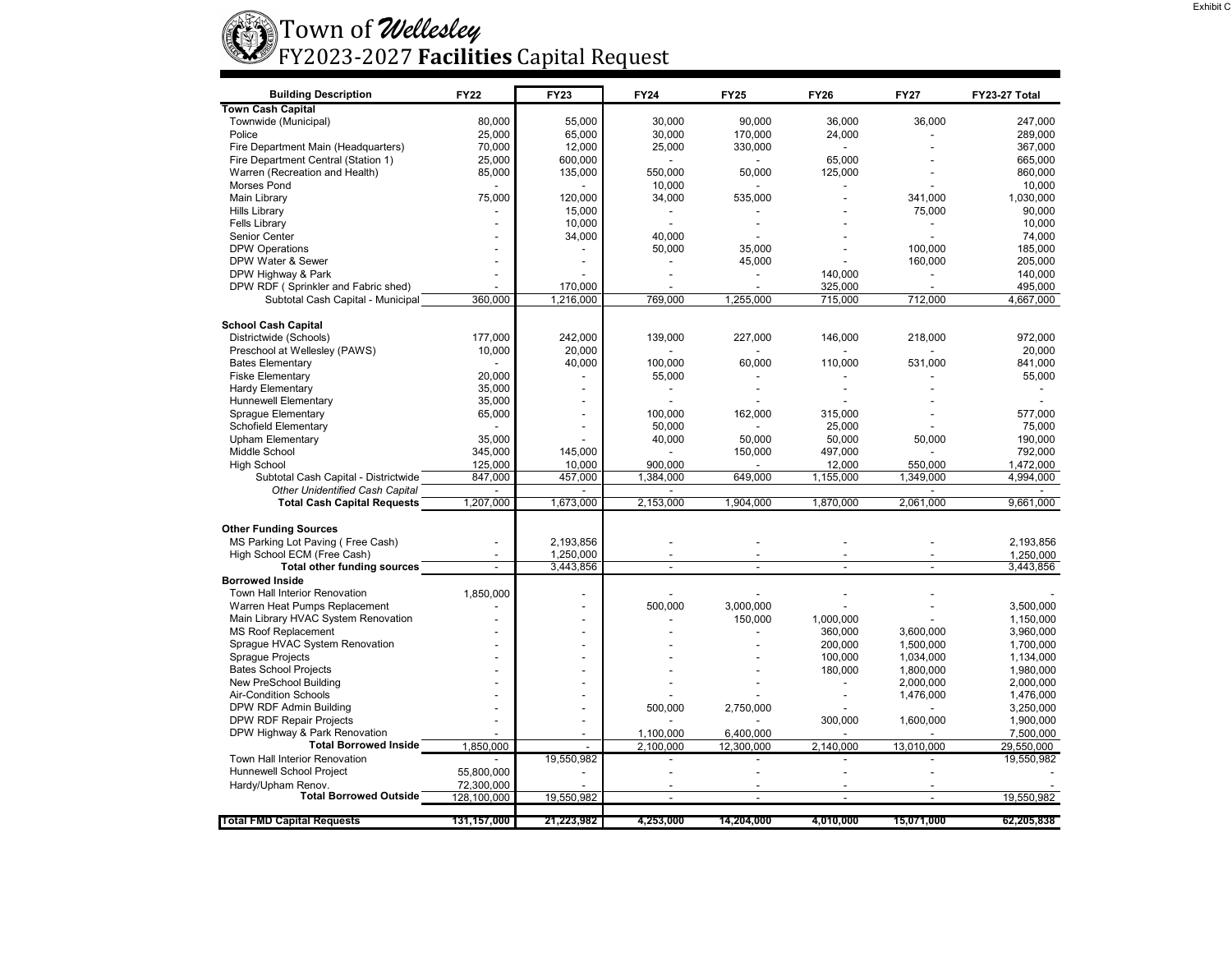Exhibit C

# Town of *Wellesley*

## FY2023-2027 **Facilities** Capital Request

| Building Description | FY22 | FY23 | FY24 | FY25 | FY26 | FY27 | FY23-27 Total |
|---|---|---|---|---|---|---|---|
| **Town Cash Capital** | | | | | | | |
| Townwide (Municipal) | 80,000 | 55,000 | 30,000 | 90,000 | 36,000 | 36,000 | 247,000 |
| Police | 25,000 | 65,000 | 30,000 | 170,000 | 24,000 | - | 289,000 |
| Fire Department Main (Headquarters) | 70,000 | 12,000 | 25,000 | 330,000 | - | - | 367,000 |
| Fire Department Central (Station 1) | 25,000 | 600,000 | - | - | 65,000 | - | 665,000 |
| Warren (Recreation and Health) | 85,000 | 135,000 | 550,000 | 50,000 | 125,000 | - | 860,000 |
| Morses Pond | - | - | 10,000 | - | - | - | 10,000 |
| Main Library | 75,000 | 120,000 | 34,000 | 535,000 | - | 341,000 | 1,030,000 |
| Hills Library | - | 15,000 | - | - | - | 75,000 | 90,000 |
| Fells Library | - | 10,000 | - | - | - | - | 10,000 |
| Senior Center | - | 34,000 | 40,000 | - | - | - | 74,000 |
| DPW Operations | - | - | 50,000 | 35,000 | - | 100,000 | 185,000 |
| DPW Water & Sewer | - | - | - | 45,000 | - | 160,000 | 205,000 |
| DPW Highway & Park | - | - | - | - | 140,000 | - | 140,000 |
| DPW RDF ( Sprinkler and Fabric shed) | - | 170,000 | - | - | 325,000 | - | 495,000 |
| Subtotal Cash Capital - Municipal | 360,000 | 1,216,000 | 769,000 | 1,255,000 | 715,000 | 712,000 | 4,667,000 |
| | | | | | | | |
| **School Cash Capital** | | | | | | | |
| Districtwide (Schools) | 177,000 | 242,000 | 139,000 | 227,000 | 146,000 | 218,000 | 972,000 |
| Preschool at Wellesley (PAWS) | 10,000 | 20,000 | - | - | - | - | 20,000 |
| Bates Elementary | - | 40,000 | 100,000 | 60,000 | 110,000 | 531,000 | 841,000 |
| Fiske Elementary | 20,000 | - | 55,000 | - | - | - | 55,000 |
| Hardy Elementary | 35,000 | - | - | - | - | - | - |
| Hunnewell Elementary | 35,000 | - | - | - | - | - | - |
| Sprague Elementary | 65,000 | - | 100,000 | 162,000 | 315,000 | - | 577,000 |
| Schofield Elementary | - | - | 50,000 | - | 25,000 | - | 75,000 |
| Upham Elementary | 35,000 | - | 40,000 | 50,000 | 50,000 | 50,000 | 190,000 |
| Middle School | 345,000 | 145,000 | - | 150,000 | 497,000 | - | 792,000 |
| High School | 125,000 | 10,000 | 900,000 | - | 12,000 | 550,000 | 1,472,000 |
| Subtotal Cash Capital - Districtwide | 847,000 | 457,000 | 1,384,000 | 649,000 | 1,155,000 | 1,349,000 | 4,994,000 |
| *Other Unidentified Cash Capital* | - | - | - | | | - | - |
| **Total Cash Capital Requests** | 1,207,000 | 1,673,000 | 2,153,000 | 1,904,000 | 1,870,000 | 2,061,000 | 9,661,000 |
| | | | | | | | |
| **Other Funding Sources** | | | | | | | |
| MS Parking Lot Paving ( Free Cash) | - | 2,193,856 | - | - | - | - | 2,193,856 |
| High School ECM (Free Cash) | - | 1,250,000 | - | - | - | - | 1,250,000 |
| **Total other funding sources** | - | 3,443,856 | - | - | - | - | 3,443,856 |
| **Borrowed Inside** | | | | | | | |
| Town Hall Interior Renovation | 1,850,000 | - | - | - | - | - | - |
| Warren Heat Pumps Replacement | - | - | 500,000 | 3,000,000 | - | - | 3,500,000 |
| Main Library HVAC System Renovation | - | - | - | 150,000 | 1,000,000 | - | 1,150,000 |
| MS Roof Replacement | - | - | - | - | 360,000 | 3,600,000 | 3,960,000 |
| Sprague HVAC System Renovation | - | - | - | - | 200,000 | 1,500,000 | 1,700,000 |
| Sprague Projects | - | - | - | - | 100,000 | 1,034,000 | 1,134,000 |
| Bates School Projects | - | - | - | - | 180,000 | 1,800,000 | 1,980,000 |
| New PreSchool Building | - | - | - | - | - | 2,000,000 | 2,000,000 |
| Air-Condition Schools | - | - | - | - | - | 1,476,000 | 1,476,000 |
| DPW RDF Admin Building | - | - | 500,000 | 2,750,000 | - | - | 3,250,000 |
| DPW RDF Repair Projects | - | - | - | - | 300,000 | 1,600,000 | 1,900,000 |
| DPW Highway & Park Renovation | - | - | 1,100,000 | 6,400,000 | - | - | 7,500,000 |
| **Total Borrowed Inside** | 1,850,000 | - | 2,100,000 | 12,300,000 | 2,140,000 | 13,010,000 | 29,550,000 |
| Town Hall Interior Renovation | - | 19,550,982 | - | - | - | - | 19,550,982 |
| Hunnewell School Project | 55,800,000 | - | - | - | - | - | - |
| Hardy/Upham Renov. | 72,300,000 | - | - | - | - | - | - |
| **Total Borrowed Outside** | 128,100,000 | 19,550,982 | - | - | - | - | 19,550,982 |
| | | | | | | | |
| **Total FMD Capital Requests** | 131,157,000 | 21,223,982 | 4,253,000 | 14,204,000 | 4,010,000 | 15,071,000 | 62,205,838 |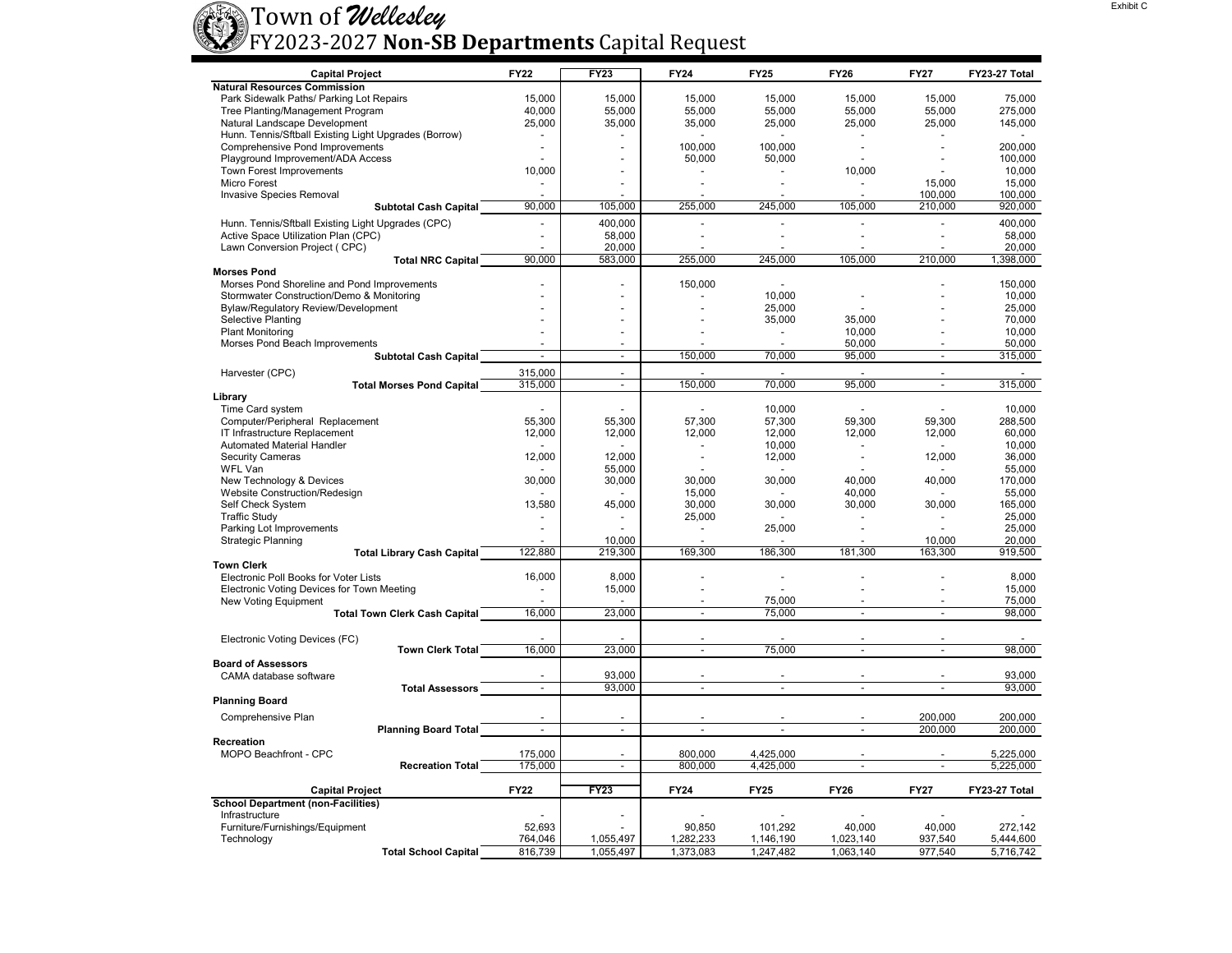Exhibit C

# Town of *Wellesley*

## FY2023-2027 **Non-SB Departments** Capital Request

| Capital Project | FY22 | FY23 | FY24 | FY25 | FY26 | FY27 | FY23-27 Total |
|---|---|---|---|---|---|---|---|
| **Natural Resources Commission** | | | | | | | |
| Park Sidewalk Paths/ Parking Lot Repairs | 15,000 | 15,000 | 15,000 | 15,000 | 15,000 | 15,000 | 75,000 |
| Tree Planting/Management Program | 40,000 | 55,000 | 55,000 | 55,000 | 55,000 | 55,000 | 275,000 |
| Natural Landscape Development | 25,000 | 35,000 | 35,000 | 25,000 | 25,000 | 25,000 | 145,000 |
| Hunn. Tennis/Sftball Existing Light Upgrades (Borrow) | - | - | - | - | - | - | - |
| Comprehensive Pond Improvements | - | - | 100,000 | 100,000 | - | - | 200,000 |
| Playground Improvement/ADA Access | - | - | 50,000 | 50,000 | - | - | 100,000 |
| Town Forest Improvements | 10,000 | - | - | - | 10,000 | - | 10,000 |
| Micro Forest | - | - | - | - | - | 15,000 | 15,000 |
| Invasive Species Removal | - | - | - | - | - | 100,000 | 100,000 |
| **Subtotal Cash Capital** | 90,000 | 105,000 | 255,000 | 245,000 | 105,000 | 210,000 | 920,000 |
| Hunn. Tennis/Sftball Existing Light Upgrades (CPC) | - | 400,000 | - | - | - | - | 400,000 |
| Active Space Utilization Plan (CPC) | - | 58,000 | - | - | - | - | 58,000 |
| Lawn Conversion Project ( CPC) | - | 20,000 | - | - | - | - | 20,000 |
| **Total NRC Capital** | 90,000 | 583,000 | 255,000 | 245,000 | 105,000 | 210,000 | 1,398,000 |
| **Morses Pond** | | | | | | | |
| Morses Pond Shoreline and Pond Improvements | - | - | 150,000 | - | | - | 150,000 |
| Stormwater Construction/Demo & Monitoring | - | - | - | 10,000 | - | - | 10,000 |
| Bylaw/Regulatory Review/Development | - | - | - | 25,000 | - | - | 25,000 |
| Selective Planting | - | - | - | 35,000 | 35,000 | - | 70,000 |
| Plant Monitoring | - | - | - | - | 10,000 | - | 10,000 |
| Morses Pond Beach Improvements | - | - | - | - | 50,000 | - | 50,000 |
| **Subtotal Cash Capital** | - | - | 150,000 | 70,000 | 95,000 | - | 315,000 |
| Harvester (CPC) | 315,000 | - | - | - | - | - | - |
| **Total Morses Pond Capital** | 315,000 | - | 150,000 | 70,000 | 95,000 | - | 315,000 |
| **Library** | | | | | | | |
| Time Card system | - | - | - | 10,000 | - | - | 10,000 |
| Computer/Peripheral Replacement | 55,300 | 55,300 | 57,300 | 57,300 | 59,300 | 59,300 | 288,500 |
| IT Infrastructure Replacement | 12,000 | 12,000 | 12,000 | 12,000 | 12,000 | 12,000 | 60,000 |
| Automated Material Handler | - | - | - | 10,000 | - | - | 10,000 |
| Security Cameras | 12,000 | 12,000 | - | 12,000 | - | 12,000 | 36,000 |
| WFL Van | - | 55,000 | - | - | - | - | 55,000 |
| New Technology & Devices | 30,000 | 30,000 | 30,000 | 30,000 | 40,000 | 40,000 | 170,000 |
| Website Construction/Redesign | - | - | 15,000 | - | 40,000 | - | 55,000 |
| Self Check System | 13,580 | 45,000 | 30,000 | 30,000 | 30,000 | 30,000 | 165,000 |
| Traffic Study | - | - | 25,000 | - | - | - | 25,000 |
| Parking Lot Improvements | - | - | - | 25,000 | - | - | 25,000 |
| Strategic Planning | - | 10,000 | - | - | - | 10,000 | 20,000 |
| **Total Library Cash Capital** | 122,880 | 219,300 | 169,300 | 186,300 | 181,300 | 163,300 | 919,500 |
| **Town Clerk** | | | | | | | |
| Electronic Poll Books for Voter Lists | 16,000 | 8,000 | - | - | - | - | 8,000 |
| Electronic Voting Devices for Town Meeting | - | 15,000 | - | - | - | - | 15,000 |
| New Voting Equipment | - | - | - | 75,000 | - | - | 75,000 |
| **Total Town Clerk Cash Capital** | 16,000 | 23,000 | - | 75,000 | - | - | 98,000 |
| Electronic Voting Devices (FC) | - | - | - | - | - | - | - |
| **Town Clerk Total** | 16,000 | 23,000 | - | 75,000 | - | - | 98,000 |
| **Board of Assessors** | | | | | | | |
| CAMA database software | - | 93,000 | - | - | - | - | 93,000 |
| **Total Assessors** | - | 93,000 | - | - | - | - | 93,000 |
| **Planning Board** | | | | | | | |
| Comprehensive Plan | - | - | - | - | - | 200,000 | 200,000 |
| **Planning Board Total** | - | - | - | - | - | 200,000 | 200,000 |
| **Recreation** | | | | | | | |
| MOPO Beachfront - CPC | 175,000 | - | 800,000 | 4,425,000 | - | - | 5,225,000 |
| **Recreation Total** | 175,000 | - | 800,000 | 4,425,000 | - | - | 5,225,000 |

| Capital Project | FY22 | FY23 | FY24 | FY25 | FY26 | FY27 | FY23-27 Total |
|---|---|---|---|---|---|---|---|
| **School Department (non-Facilities)** | | | | | | | |
| Infrastructure | - | - | - | - | - | - | - |
| Furniture/Furnishings/Equipment | 52,693 | - | 90,850 | 101,292 | 40,000 | 40,000 | 272,142 |
| Technology | 764,046 | 1,055,497 | 1,282,233 | 1,146,190 | 1,023,140 | 937,540 | 5,444,600 |
| **Total School Capital** | 816,739 | 1,055,497 | 1,373,083 | 1,247,482 | 1,063,140 | 977,540 | 5,716,742 |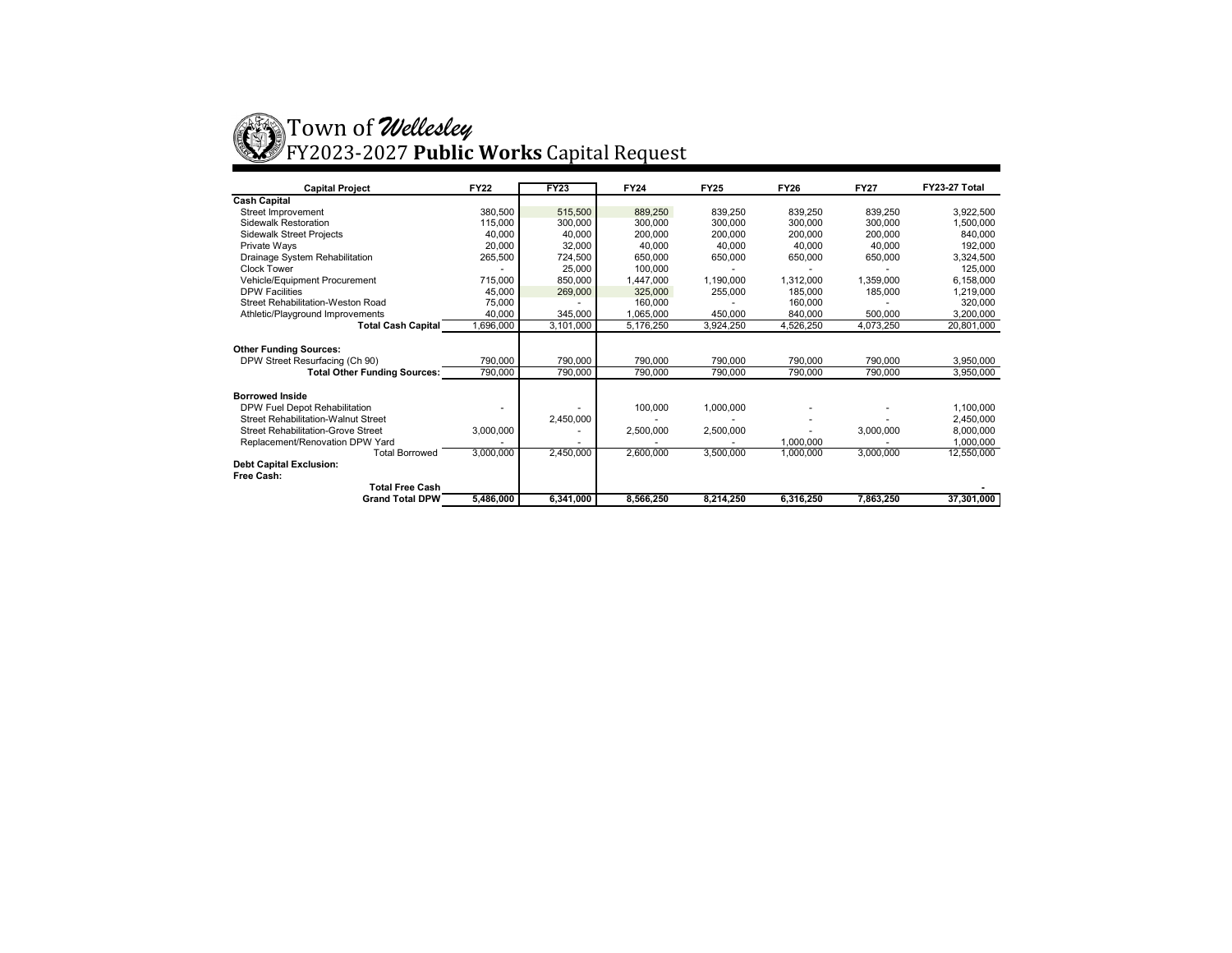# Town of *Wellesley*

## FY2023-2027 **Public Works** Capital Request

| Capital Project | FY22 | FY23 | FY24 | FY25 | FY26 | FY27 | FY23-27 Total |
|---|---|---|---|---|---|---|---|
| **Cash Capital** | | | | | | | |
| Street Improvement | 380,500 | 515,500 | 889,250 | 839,250 | 839,250 | 839,250 | 3,922,500 |
| Sidewalk Restoration | 115,000 | 300,000 | 300,000 | 300,000 | 300,000 | 300,000 | 1,500,000 |
| Sidewalk Street Projects | 40,000 | 40,000 | 200,000 | 200,000 | 200,000 | 200,000 | 840,000 |
| Private Ways | 20,000 | 32,000 | 40,000 | 40,000 | 40,000 | 40,000 | 192,000 |
| Drainage System Rehabilitation | 265,500 | 724,500 | 650,000 | 650,000 | 650,000 | 650,000 | 3,324,500 |
| Clock Tower | - | 25,000 | 100,000 | - | - | - | 125,000 |
| Vehicle/Equipment Procurement | 715,000 | 850,000 | 1,447,000 | 1,190,000 | 1,312,000 | 1,359,000 | 6,158,000 |
| DPW Facilities | 45,000 | 269,000 | 325,000 | 255,000 | 185,000 | 185,000 | 1,219,000 |
| Street Rehabilitation-Weston Road | 75,000 | - | 160,000 | - | 160,000 | - | 320,000 |
| Athletic/Playground Improvements | 40,000 | 345,000 | 1,065,000 | 450,000 | 840,000 | 500,000 | 3,200,000 |
| **Total Cash Capital** | 1,696,000 | 3,101,000 | 5,176,250 | 3,924,250 | 4,526,250 | 4,073,250 | 20,801,000 |
| | | | | | | | |
| **Other Funding Sources:** | | | | | | | |
| DPW Street Resurfacing (Ch 90) | 790,000 | 790,000 | 790,000 | 790,000 | 790,000 | 790,000 | 3,950,000 |
| **Total Other Funding Sources:** | 790,000 | 790,000 | 790,000 | 790,000 | 790,000 | 790,000 | 3,950,000 |
| | | | | | | | |
| **Borrowed Inside** | | | | | | | |
| DPW Fuel Depot Rehabilitation | - | - | 100,000 | 1,000,000 | - | - | 1,100,000 |
| Street Rehabilitation-Walnut Street | | 2,450,000 | - | - | - | - | 2,450,000 |
| Street Rehabilitation-Grove Street | 3,000,000 | - | 2,500,000 | 2,500,000 | - | 3,000,000 | 8,000,000 |
| Replacement/Renovation DPW Yard | - | - | - | - | 1,000,000 | - | 1,000,000 |
| Total Borrowed | 3,000,000 | 2,450,000 | 2,600,000 | 3,500,000 | 1,000,000 | 3,000,000 | 12,550,000 |
| **Debt Capital Exclusion:** | | | | | | | |
| **Free Cash:** | | | | | | | |
| **Total Free Cash** | | | | | | | - |
| **Grand Total DPW** | **5,486,000** | **6,341,000** | **8,566,250** | **8,214,250** | **6,316,250** | **7,863,250** | **37,301,000** |